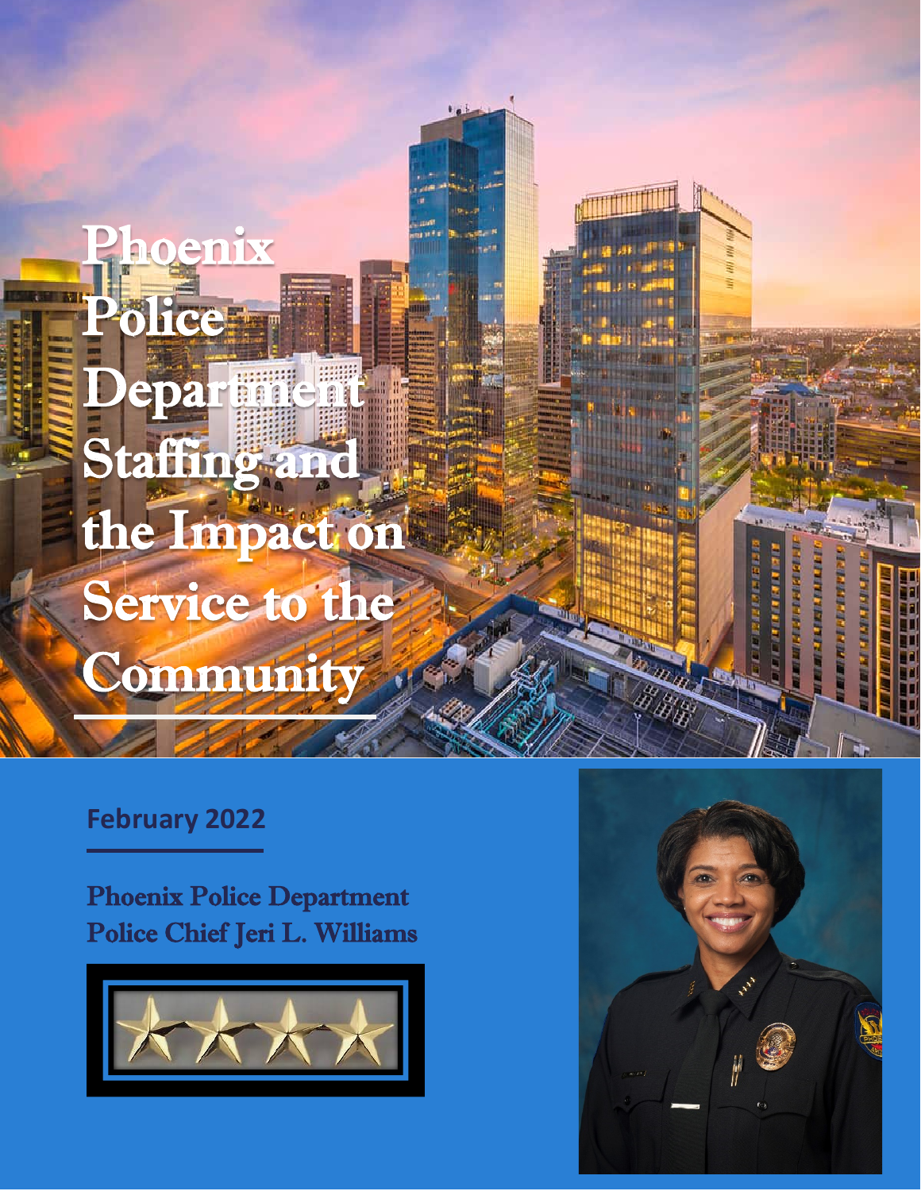# Phoenix Police Department Staffing and the Impact on Service to the Community

**February 2022**

Phoenix Police Department
Police Chief Jeri L. Williams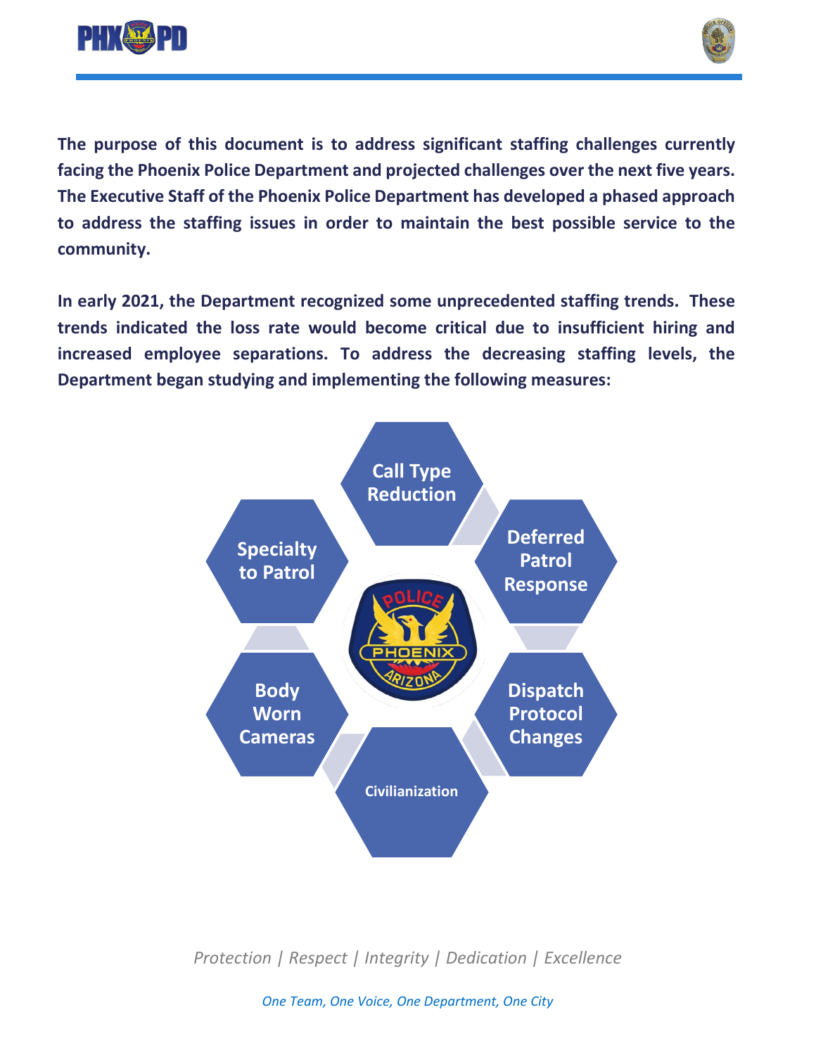**The purpose of this document is to address significant staffing challenges currently facing the Phoenix Police Department and projected challenges over the next five years. The Executive Staff of the Phoenix Police Department has developed a phased approach to address the staffing issues in order to maintain the best possible service to the community.**

**In early 2021, the Department recognized some unprecedented staffing trends. These trends indicated the loss rate would become critical due to insufficient hiring and increased employee separations. To address the decreasing staffing levels, the Department began studying and implementing the following measures:**

- Call Type Reduction
- Deferred Patrol Response
- Dispatch Protocol Changes
- Civilianization
- Body Worn Cameras
- Specialty to Patrol

*Protection | Respect | Integrity | Dedication | Excellence*

*One Team, One Voice, One Department, One City*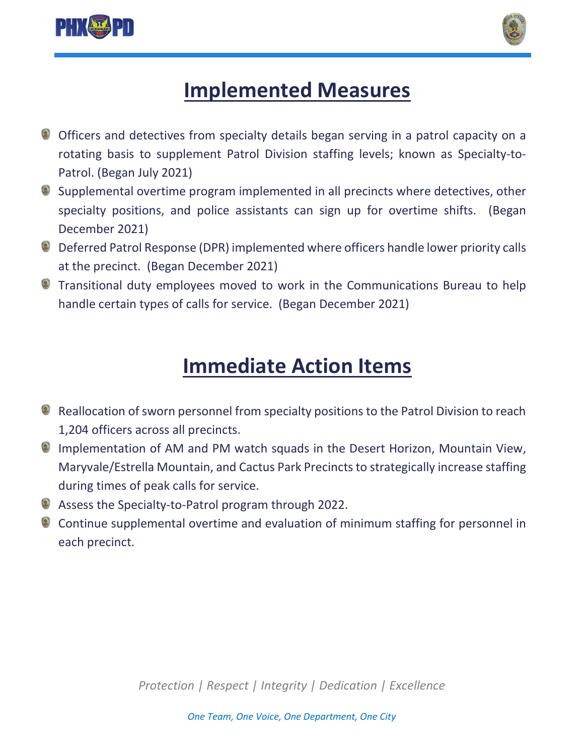# Implemented Measures

- Officers and detectives from specialty details began serving in a patrol capacity on a rotating basis to supplement Patrol Division staffing levels; known as Specialty-to-Patrol. (Began July 2021)
- Supplemental overtime program implemented in all precincts where detectives, other specialty positions, and police assistants can sign up for overtime shifts. (Began December 2021)
- Deferred Patrol Response (DPR) implemented where officers handle lower priority calls at the precinct. (Began December 2021)
- Transitional duty employees moved to work in the Communications Bureau to help handle certain types of calls for service. (Began December 2021)

# Immediate Action Items

- Reallocation of sworn personnel from specialty positions to the Patrol Division to reach 1,204 officers across all precincts.
- Implementation of AM and PM watch squads in the Desert Horizon, Mountain View, Maryvale/Estrella Mountain, and Cactus Park Precincts to strategically increase staffing during times of peak calls for service.
- Assess the Specialty-to-Patrol program through 2022.
- Continue supplemental overtime and evaluation of minimum staffing for personnel in each precinct.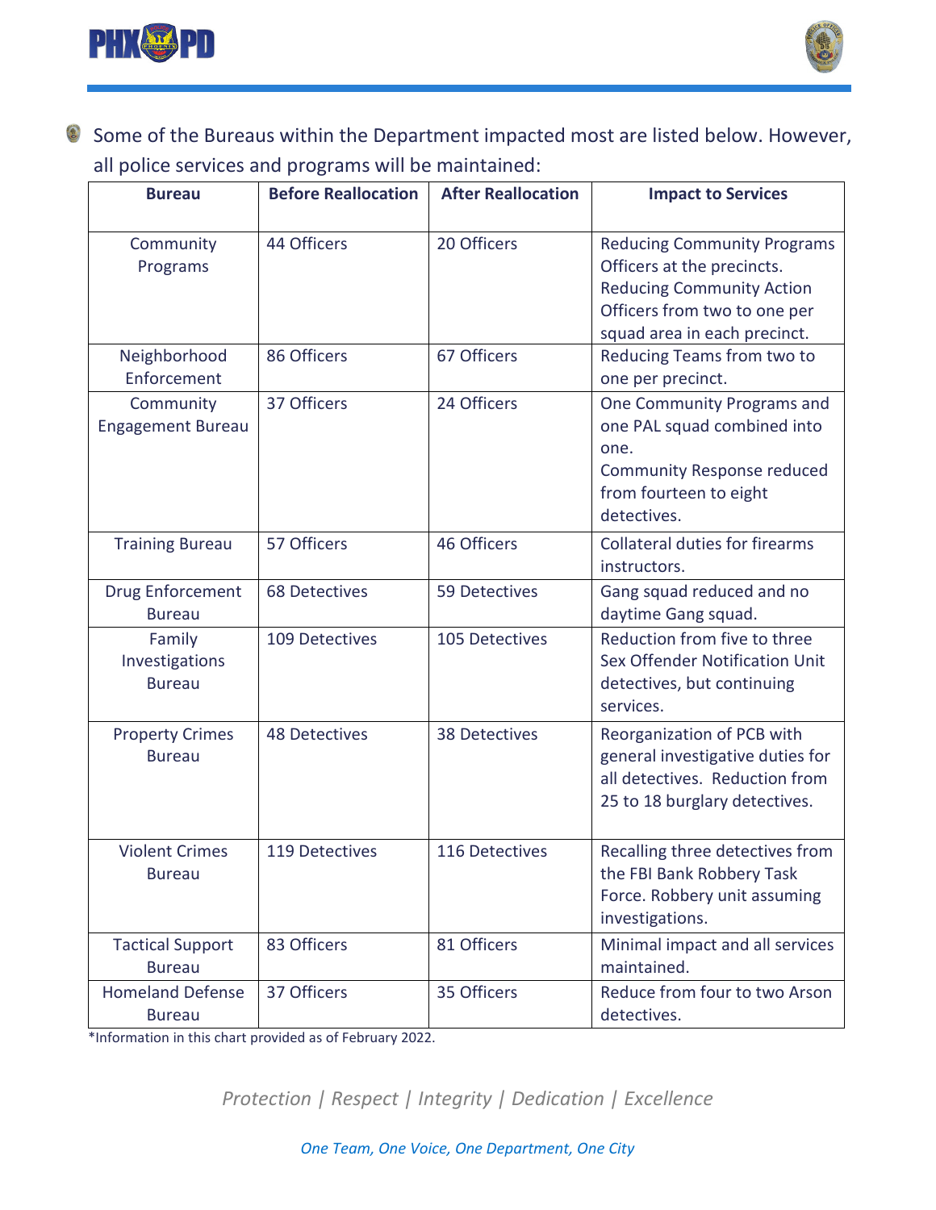Some of the Bureaus within the Department impacted most are listed below. However, all police services and programs will be maintained:

| Bureau | Before Reallocation | After Reallocation | Impact to Services |
|---|---|---|---|
| Community Programs | 44 Officers | 20 Officers | Reducing Community Programs Officers at the precincts. Reducing Community Action Officers from two to one per squad area in each precinct. |
| Neighborhood Enforcement | 86 Officers | 67 Officers | Reducing Teams from two to one per precinct. |
| Community Engagement Bureau | 37 Officers | 24 Officers | One Community Programs and one PAL squad combined into one. Community Response reduced from fourteen to eight detectives. |
| Training Bureau | 57 Officers | 46 Officers | Collateral duties for firearms instructors. |
| Drug Enforcement Bureau | 68 Detectives | 59 Detectives | Gang squad reduced and no daytime Gang squad. |
| Family Investigations Bureau | 109 Detectives | 105 Detectives | Reduction from five to three Sex Offender Notification Unit detectives, but continuing services. |
| Property Crimes Bureau | 48 Detectives | 38 Detectives | Reorganization of PCB with general investigative duties for all detectives. Reduction from 25 to 18 burglary detectives. |
| Violent Crimes Bureau | 119 Detectives | 116 Detectives | Recalling three detectives from the FBI Bank Robbery Task Force. Robbery unit assuming investigations. |
| Tactical Support Bureau | 83 Officers | 81 Officers | Minimal impact and all services maintained. |
| Homeland Defense Bureau | 37 Officers | 35 Officers | Reduce from four to two Arson detectives. |

*Information in this chart provided as of February 2022.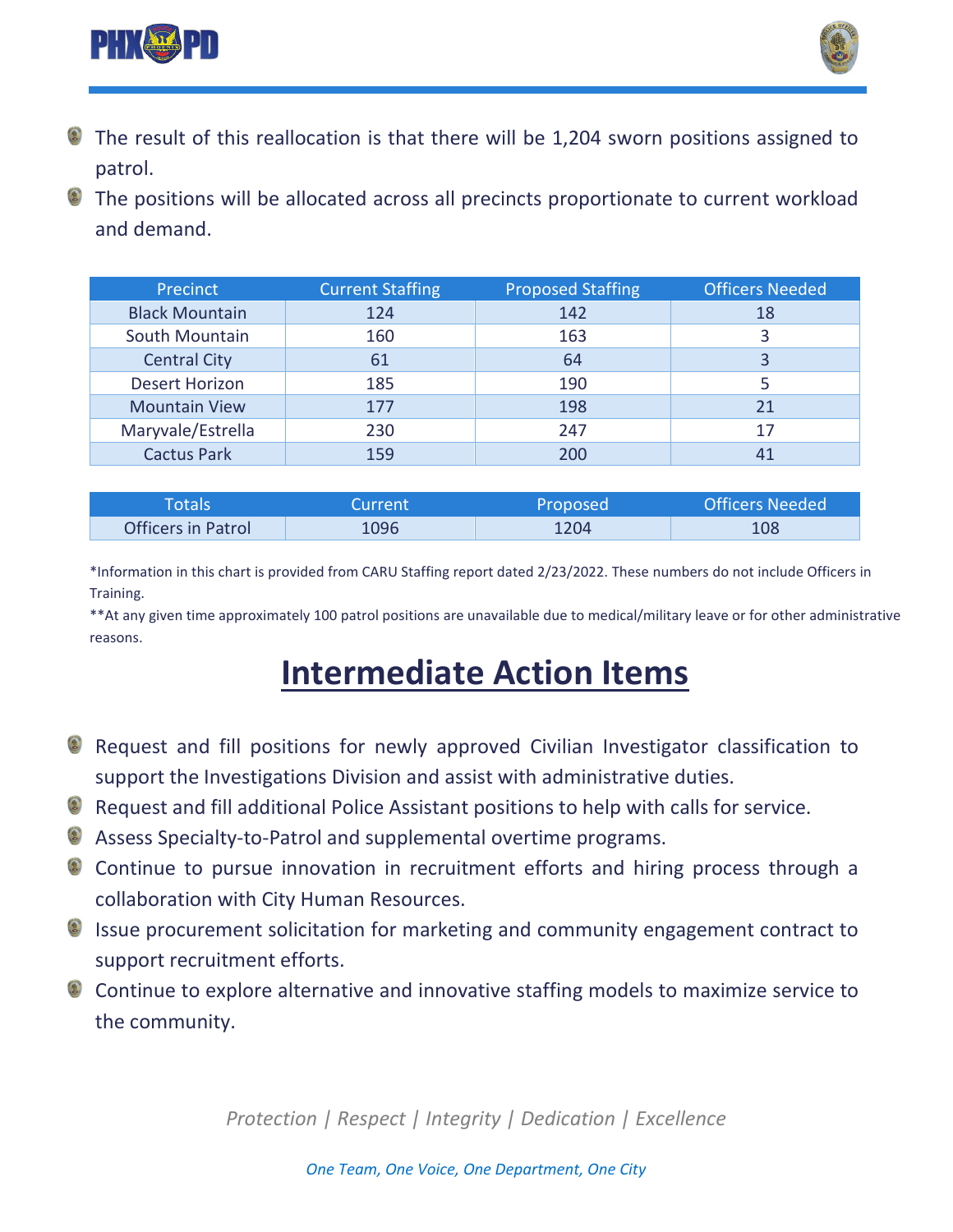- The result of this reallocation is that there will be 1,204 sworn positions assigned to patrol.
- The positions will be allocated across all precincts proportionate to current workload and demand.

| Precinct | Current Staffing | Proposed Staffing | Officers Needed |
|---|---|---|---|
| Black Mountain | 124 | 142 | 18 |
| South Mountain | 160 | 163 | 3 |
| Central City | 61 | 64 | 3 |
| Desert Horizon | 185 | 190 | 5 |
| Mountain View | 177 | 198 | 21 |
| Maryvale/Estrella | 230 | 247 | 17 |
| Cactus Park | 159 | 200 | 41 |

| Totals | Current | Proposed | Officers Needed |
|---|---|---|---|
| Officers in Patrol | 1096 | 1204 | 108 |

*Information in this chart is provided from CARU Staffing report dated 2/23/2022. These numbers do not include Officers in Training.

**At any given time approximately 100 patrol positions are unavailable due to medical/military leave or for other administrative reasons.

# Intermediate Action Items

- Request and fill positions for newly approved Civilian Investigator classification to support the Investigations Division and assist with administrative duties.
- Request and fill additional Police Assistant positions to help with calls for service.
- Assess Specialty-to-Patrol and supplemental overtime programs.
- Continue to pursue innovation in recruitment efforts and hiring process through a collaboration with City Human Resources.
- Issue procurement solicitation for marketing and community engagement contract to support recruitment efforts.
- Continue to explore alternative and innovative staffing models to maximize service to the community.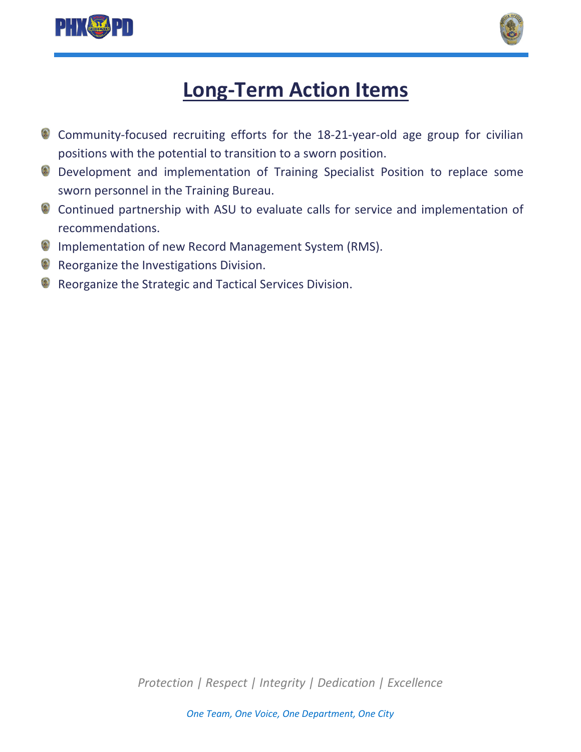# Long-Term Action Items

- Community-focused recruiting efforts for the 18-21-year-old age group for civilian positions with the potential to transition to a sworn position.
- Development and implementation of Training Specialist Position to replace some sworn personnel in the Training Bureau.
- Continued partnership with ASU to evaluate calls for service and implementation of recommendations.
- Implementation of new Record Management System (RMS).
- Reorganize the Investigations Division.
- Reorganize the Strategic and Tactical Services Division.